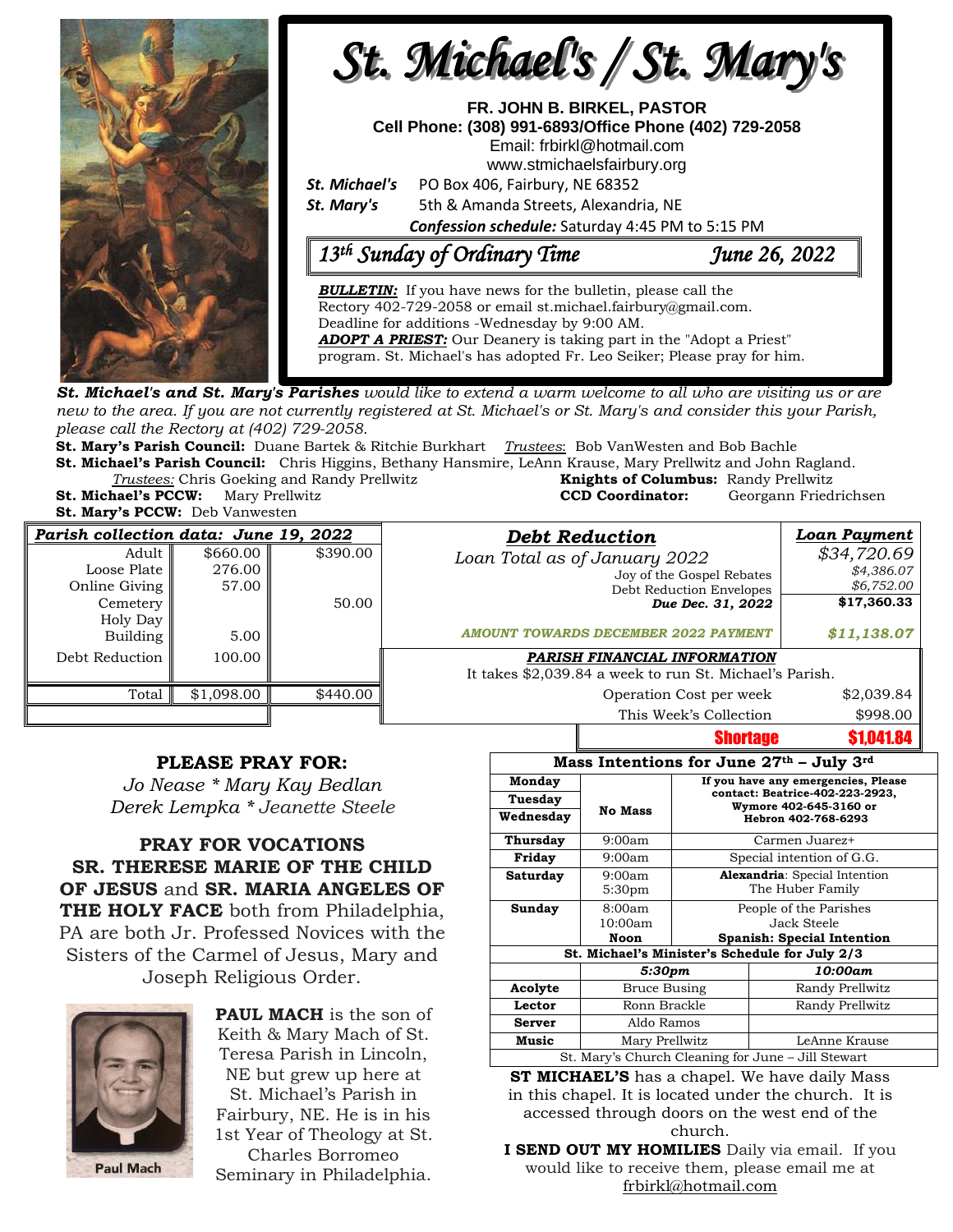# St. Michael's / St. Mary's

**FR. JOHN B. BIRKEL, PASTOR**
**Cell Phone: (308) 991-6893/Office Phone (402) 729-2058**
Email: frbirkl@hotmail.com
www.stmichaelsfairbury.org

***St. Michael's*** PO Box 406, Fairbury, NE 68352
***St. Mary's*** 5th & Amanda Streets, Alexandria, NE
***Confession schedule:*** Saturday 4:45 PM to 5:15 PM

## *13th Sunday of Ordinary Time* — *June 26, 2022*

***BULLETIN:*** If you have news for the bulletin, please call the Rectory 402-729-2058 or email st.michael.fairbury@gmail.com. Deadline for additions -Wednesday by 9:00 AM.
***ADOPT A PRIEST:*** Our Deanery is taking part in the "Adopt a Priest" program. St. Michael's has adopted Fr. Leo Seiker; Please pray for him.

***St. Michael's and St. Mary's Parishes*** *would like to extend a warm welcome to all who are visiting us or are new to the area. If you are not currently registered at St. Michael's or St. Mary's and consider this your Parish, please call the Rectory at (402) 729-2058.*

**St. Mary's Parish Council:** Duane Bartek & Ritchie Burkhart *Trustees*: Bob VanWesten and Bob Bachle
**St. Michael's Parish Council:** Chris Higgins, Bethany Hansmire, LeAnn Krause, Mary Prellwitz and John Ragland.
*Trustees:* Chris Goeking and Randy Prellwitz
**Knights of Columbus:** Randy Prellwitz
**St. Michael's PCCW:** Mary Prellwitz
**CCD Coordinator:** Georgann Friedrichsen
**St. Mary's PCCW:** Deb Vanwesten

| *Parish collection data: June 19, 2022* | | |
|---|---|---|
| Adult | $660.00 | $390.00 |
| Loose Plate | 276.00 | |
| Online Giving | 57.00 | |
| Cemetery | | 50.00 |
| Holy Day | | |
| Building | 5.00 | |
| Debt Reduction | 100.00 | |
| Total | $1,098.00 | $440.00 |

| *Debt Reduction* | *Loan Payment* |
|---|---|
| Loan Total as of January 2022 | $34,720.69 |
| Joy of the Gospel Rebates | $4,386.07 |
| Debt Reduction Envelopes | $6,752.00 |
| *Due Dec. 31, 2022* | **$17,360.33** |
| *AMOUNT TOWARDS DECEMBER 2022 PAYMENT* | *$11,138.07* |

***PARISH FINANCIAL INFORMATION***
It takes $2,039.84 a week to run St. Michael's Parish.

| | |
|---|---|
| Operation Cost per week | $2,039.84 |
| This Week's Collection | $998.00 |
| **Shortage** | **$1,041.84** |

**PLEASE PRAY FOR:**
*Jo Nease * Mary Kay Bedlan*
*Derek Lempka * Jeanette Steele*

**PRAY FOR VOCATIONS**
**SR. THERESE MARIE OF THE CHILD OF JESUS** and **SR. MARIA ANGELES OF THE HOLY FACE** both from Philadelphia, PA are both Jr. Professed Novices with the Sisters of the Carmel of Jesus, Mary and Joseph Religious Order.

Paul Mach

**PAUL MACH** is the son of Keith & Mary Mach of St. Teresa Parish in Lincoln, NE but grew up here at St. Michael's Parish in Fairbury, NE. He is in his 1st Year of Theology at St. Charles Borromeo Seminary in Philadelphia.

| **Mass Intentions for June 27th – July 3rd** | | |
|---|---|---|
| **Monday** | **No Mass** | **If you have any emergencies, Please contact: Beatrice-402-223-2923, Wymore 402-645-3160 or Hebron 402-768-6293** |
| **Tuesday** | | |
| **Wednesday** | | |
| **Thursday** | 9:00am | Carmen Juarez+ |
| **Friday** | 9:00am | Special intention of G.G. |
| **Saturday** | 9:00am<br>5:30pm | **Alexandria**: Special Intention<br>The Huber Family |
| **Sunday** | 8:00am<br>10:00am<br>**Noon** | People of the Parishes<br>Jack Steele<br>**Spanish: Special Intention** |

| **St. Michael's Minister's Schedule for July 2/3** | | |
|---|---|---|
| | ***5:30pm*** | ***10:00am*** |
| **Acolyte** | Bruce Busing | Randy Prellwitz |
| **Lector** | Ronn Brackle | Randy Prellwitz |
| **Server** | Aldo Ramos | |
| **Music** | Mary Prellwitz | LeAnne Krause |
| St. Mary's Church Cleaning for June – Jill Stewart | | |

**ST MICHAEL'S** has a chapel. We have daily Mass in this chapel. It is located under the church. It is accessed through doors on the west end of the church.

**I SEND OUT MY HOMILIES** Daily via email. If you would like to receive them, please email me at frbirkl@hotmail.com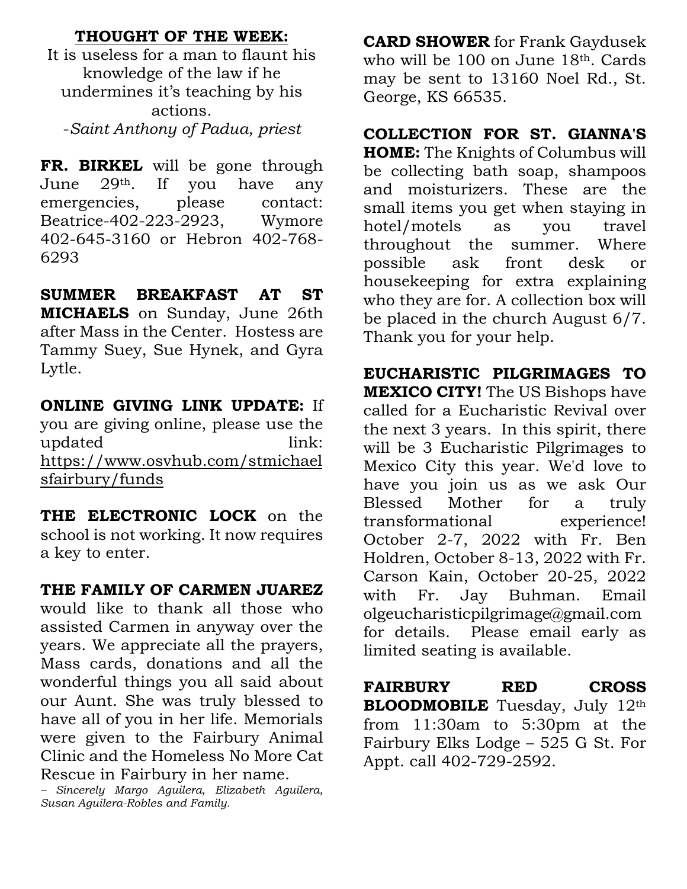**THOUGHT OF THE WEEK:**

It is useless for a man to flaunt his knowledge of the law if he undermines it's teaching by his actions.

-*Saint Anthony of Padua, priest*

**FR. BIRKEL** will be gone through June 29th. If you have any emergencies, please contact: Beatrice-402-223-2923, Wymore 402-645-3160 or Hebron 402-768-6293

**SUMMER BREAKFAST AT ST MICHAELS** on Sunday, June 26th after Mass in the Center. Hostess are Tammy Suey, Sue Hynek, and Gyra Lytle.

**ONLINE GIVING LINK UPDATE:** If you are giving online, please use the updated link: https://www.osvhub.com/stmichaelsfairbury/funds

**THE ELECTRONIC LOCK** on the school is not working. It now requires a key to enter.

**THE FAMILY OF CARMEN JUAREZ** would like to thank all those who assisted Carmen in anyway over the years. We appreciate all the prayers, Mass cards, donations and all the wonderful things you all said about our Aunt. She was truly blessed to have all of you in her life. Memorials were given to the Fairbury Animal Clinic and the Homeless No More Cat Rescue in Fairbury in her name.

*– Sincerely Margo Aguilera, Elizabeth Aguilera, Susan Aguilera-Robles and Family.*

**CARD SHOWER** for Frank Gaydusek who will be 100 on June 18th. Cards may be sent to 13160 Noel Rd., St. George, KS 66535.

**COLLECTION FOR ST. GIANNA'S HOME:** The Knights of Columbus will be collecting bath soap, shampoos and moisturizers. These are the small items you get when staying in hotel/motels as you travel throughout the summer. Where possible ask front desk or housekeeping for extra explaining who they are for. A collection box will be placed in the church August 6/7. Thank you for your help.

**EUCHARISTIC PILGRIMAGES TO MEXICO CITY!** The US Bishops have called for a Eucharistic Revival over the next 3 years. In this spirit, there will be 3 Eucharistic Pilgrimages to Mexico City this year. We'd love to have you join us as we ask Our Blessed Mother for a truly transformational experience! October 2-7, 2022 with Fr. Ben Holdren, October 8-13, 2022 with Fr. Carson Kain, October 20-25, 2022 with Fr. Jay Buhman. Email olgeucharisticpilgrimage@gmail.com for details. Please email early as limited seating is available.

**FAIRBURY RED CROSS BLOODMOBILE** Tuesday, July 12th from 11:30am to 5:30pm at the Fairbury Elks Lodge – 525 G St. For Appt. call 402-729-2592.